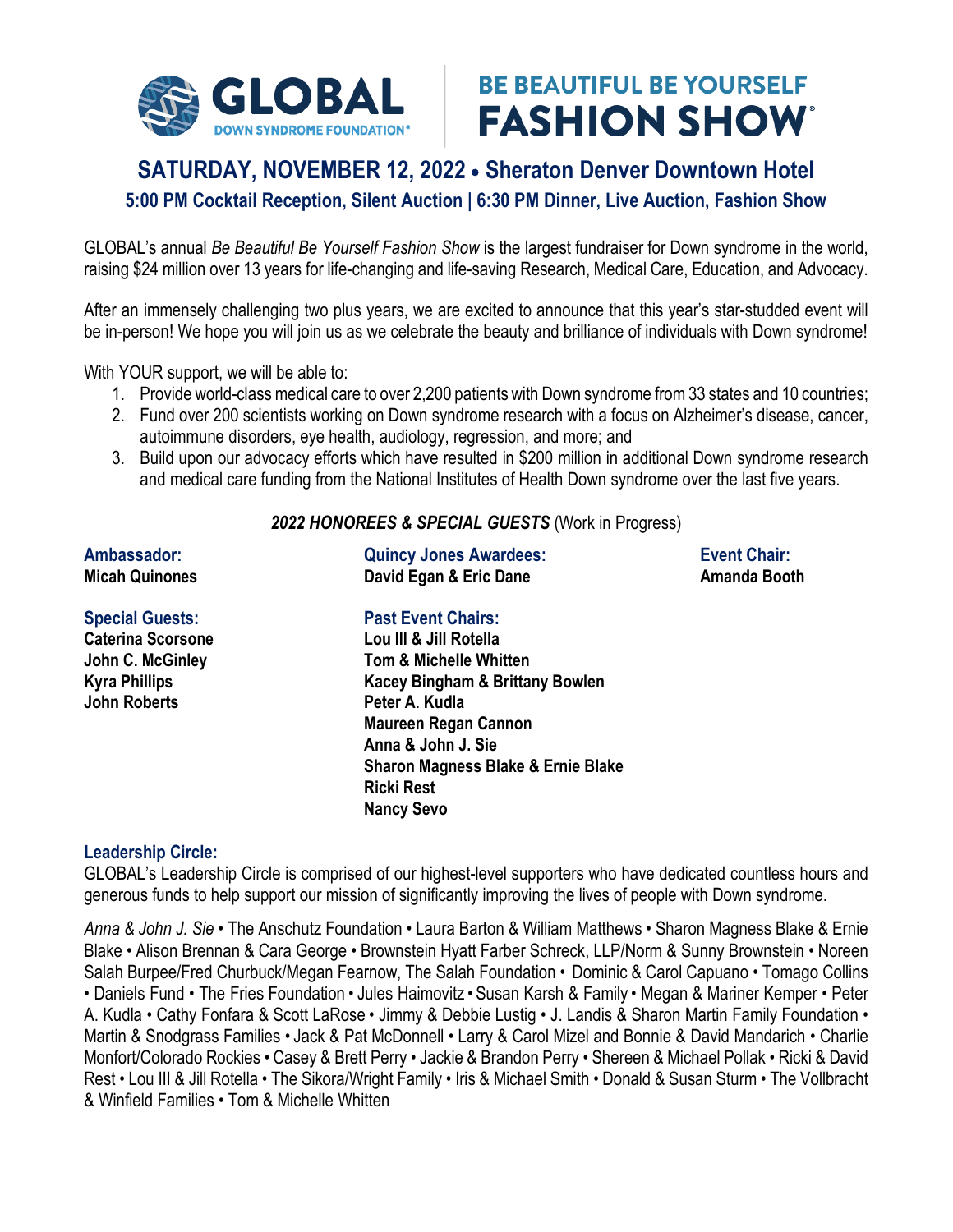# GLOBAL DOWN SYNDROME FOUNDATION®

# BE BEAUTIFUL BE YOURSELF FASHION SHOW®

## SATURDAY, NOVEMBER 12, 2022 • Sheraton Denver Downtown Hotel

### 5:00 PM Cocktail Reception, Silent Auction | 6:30 PM Dinner, Live Auction, Fashion Show

GLOBAL's annual *Be Beautiful Be Yourself Fashion Show* is the largest fundraiser for Down syndrome in the world, raising $24 million over 13 years for life-changing and life-saving Research, Medical Care, Education, and Advocacy.

After an immensely challenging two plus years, we are excited to announce that this year's star-studded event will be in-person! We hope you will join us as we celebrate the beauty and brilliance of individuals with Down syndrome!

With YOUR support, we will be able to:

1. Provide world-class medical care to over 2,200 patients with Down syndrome from 33 states and 10 countries;
2. Fund over 200 scientists working on Down syndrome research with a focus on Alzheimer's disease, cancer, autoimmune disorders, eye health, audiology, regression, and more; and
3. Build upon our advocacy efforts which have resulted in $200 million in additional Down syndrome research and medical care funding from the National Institutes of Health Down syndrome over the last five years.

***2022 HONOREES & SPECIAL GUESTS*** (Work in Progress)

**Ambassador:**
**Micah Quinones**

**Quincy Jones Awardees:**
**David Egan & Eric Dane**

**Event Chair:**
**Amanda Booth**

**Special Guests:**
**Caterina Scorsone**
**John C. McGinley**
**Kyra Phillips**
**John Roberts**

**Past Event Chairs:**
**Lou III & Jill Rotella**
**Tom & Michelle Whitten**
**Kacey Bingham & Brittany Bowlen**
**Peter A. Kudla**
**Maureen Regan Cannon**
**Anna & John J. Sie**
**Sharon Magness Blake & Ernie Blake**
**Ricki Rest**
**Nancy Sevo**

**Leadership Circle:**

GLOBAL's Leadership Circle is comprised of our highest-level supporters who have dedicated countless hours and generous funds to help support our mission of significantly improving the lives of people with Down syndrome.

*Anna & John J. Sie* • The Anschutz Foundation • Laura Barton & William Matthews • Sharon Magness Blake & Ernie Blake • Alison Brennan & Cara George • Brownstein Hyatt Farber Schreck, LLP/Norm & Sunny Brownstein • Noreen Salah Burpee/Fred Churbuck/Megan Fearnow, The Salah Foundation • Dominic & Carol Capuano • Tomago Collins • Daniels Fund • The Fries Foundation • Jules Haimovitz • Susan Karsh & Family • Megan & Mariner Kemper • Peter A. Kudla • Cathy Fonfara & Scott LaRose • Jimmy & Debbie Lustig • J. Landis & Sharon Martin Family Foundation • Martin & Snodgrass Families • Jack & Pat McDonnell • Larry & Carol Mizel and Bonnie & David Mandarich • Charlie Monfort/Colorado Rockies • Casey & Brett Perry • Jackie & Brandon Perry • Shereen & Michael Pollak • Ricki & David Rest • Lou III & Jill Rotella • The Sikora/Wright Family • Iris & Michael Smith • Donald & Susan Sturm • The Vollbracht & Winfield Families • Tom & Michelle Whitten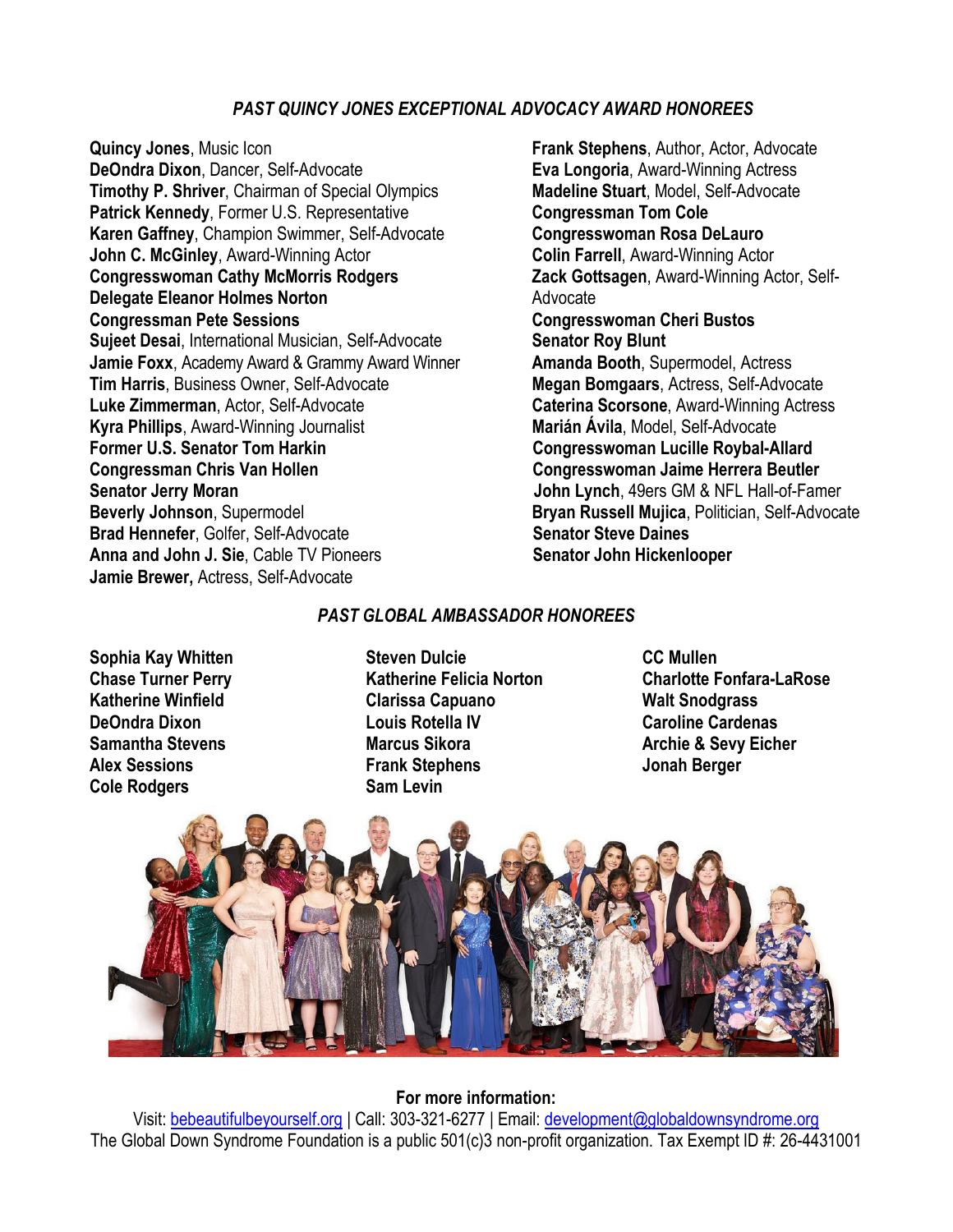### *PAST QUINCY JONES EXCEPTIONAL ADVOCACY AWARD HONOREES*

**Quincy Jones**, Music Icon
**DeOndra Dixon**, Dancer, Self-Advocate
**Timothy P. Shriver**, Chairman of Special Olympics
**Patrick Kennedy**, Former U.S. Representative
**Karen Gaffney**, Champion Swimmer, Self-Advocate
**John C. McGinley**, Award-Winning Actor
**Congresswoman Cathy McMorris Rodgers**
**Delegate Eleanor Holmes Norton**
**Congressman Pete Sessions**
**Sujeet Desai**, International Musician, Self-Advocate
**Jamie Foxx**, Academy Award & Grammy Award Winner
**Tim Harris**, Business Owner, Self-Advocate
**Luke Zimmerman**, Actor, Self-Advocate
**Kyra Phillips**, Award-Winning Journalist
**Former U.S. Senator Tom Harkin**
**Congressman Chris Van Hollen**
**Senator Jerry Moran**
**Beverly Johnson**, Supermodel
**Brad Hennefer**, Golfer, Self-Advocate
**Anna and John J. Sie**, Cable TV Pioneers
**Jamie Brewer,** Actress, Self-Advocate
**Frank Stephens**, Author, Actor, Advocate
**Eva Longoria**, Award-Winning Actress
**Madeline Stuart**, Model, Self-Advocate
**Congressman Tom Cole**
**Congresswoman Rosa DeLauro**
**Colin Farrell**, Award-Winning Actor
**Zack Gottsagen**, Award-Winning Actor, Self-Advocate
**Congresswoman Cheri Bustos**
**Senator Roy Blunt**
**Amanda Booth**, Supermodel, Actress
**Megan Bomgaars**, Actress, Self-Advocate
**Caterina Scorsone**, Award-Winning Actress
**Marián Ávila**, Model, Self-Advocate
**Congresswoman Lucille Roybal-Allard**
**Congresswoman Jaime Herrera Beutler**
**John Lynch**, 49ers GM & NFL Hall-of-Famer
**Bryan Russell Mujica**, Politician, Self-Advocate
**Senator Steve Daines**
**Senator John Hickenlooper**

### *PAST GLOBAL AMBASSADOR HONOREES*

**Sophia Kay Whitten**
**Chase Turner Perry**
**Katherine Winfield**
**DeOndra Dixon**
**Samantha Stevens**
**Alex Sessions**
**Cole Rodgers**
**Steven Dulcie**
**Katherine Felicia Norton**
**Clarissa Capuano**
**Louis Rotella IV**
**Marcus Sikora**
**Frank Stephens**
**Sam Levin**
**CC Mullen**
**Charlotte Fonfara-LaRose**
**Walt Snodgrass**
**Caroline Cardenas**
**Archie & Sevy Eicher**
**Jonah Berger**

**For more information:**

Visit: bebeautifulbeyourself.org | Call: 303-321-6277 | Email: development@globaldownsyndrome.org

The Global Down Syndrome Foundation is a public 501(c)3 non-profit organization. Tax Exempt ID #: 26-4431001